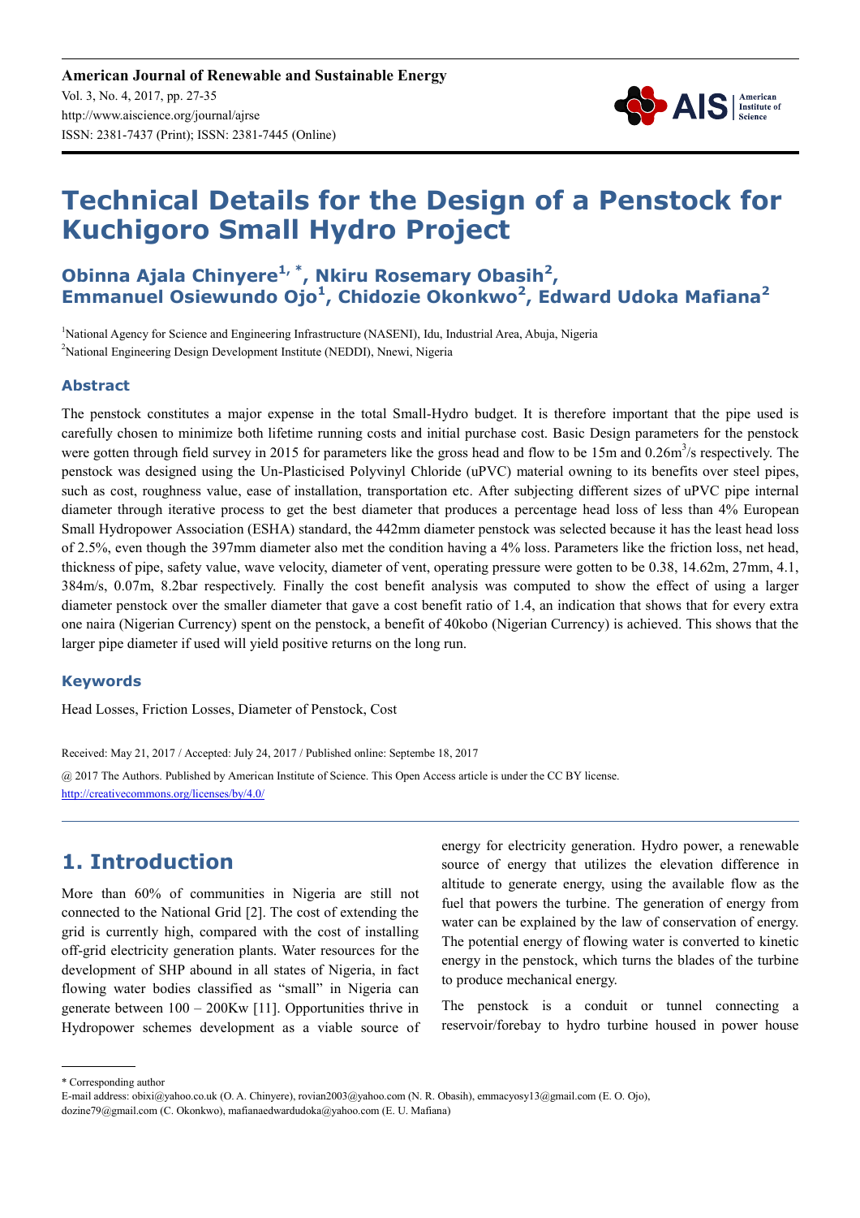American Journal of Renewable and Sustainable Energy
Vol. 3, No. 4, 2017, pp. 27-35
http://www.aiscience.org/journal/ajrse
ISSN: 2381-7437 (Print); ISSN: 2381-7445 (Online)

# Technical Details for the Design of a Penstock for Kuchigoro Small Hydro Project

**Obinna Ajala Chinyere[1, *], Nkiru Rosemary Obasih[2], Emmanuel Osiewundo Ojo[1], Chidozie Okonkwo[2], Edward Udoka Mafiana[2]**

[1]National Agency for Science and Engineering Infrastructure (NASENI), Idu, Industrial Area, Abuja, Nigeria
[2]National Engineering Design Development Institute (NEDDI), Nnewi, Nigeria

## Abstract

The penstock constitutes a major expense in the total Small-Hydro budget. It is therefore important that the pipe used is carefully chosen to minimize both lifetime running costs and initial purchase cost. Basic Design parameters for the penstock were gotten through field survey in 2015 for parameters like the gross head and flow to be 15m and 0.26m$^3$/s respectively. The penstock was designed using the Un-Plasticised Polyvinyl Chloride (uPVC) material owning to its benefits over steel pipes, such as cost, roughness value, ease of installation, transportation etc. After subjecting different sizes of uPVC pipe internal diameter through iterative process to get the best diameter that produces a percentage head loss of less than 4% European Small Hydropower Association (ESHA) standard, the 442mm diameter penstock was selected because it has the least head loss of 2.5%, even though the 397mm diameter also met the condition having a 4% loss. Parameters like the friction loss, net head, thickness of pipe, safety value, wave velocity, diameter of vent, operating pressure were gotten to be 0.38, 14.62m, 27mm, 4.1, 384m/s, 0.07m, 8.2bar respectively. Finally the cost benefit analysis was computed to show the effect of using a larger diameter penstock over the smaller diameter that gave a cost benefit ratio of 1.4, an indication that shows that for every extra one naira (Nigerian Currency) spent on the penstock, a benefit of 40kobo (Nigerian Currency) is achieved. This shows that the larger pipe diameter if used will yield positive returns on the long run.

## Keywords

Head Losses, Friction Losses, Diameter of Penstock, Cost

Received: May 21, 2017 / Accepted: July 24, 2017 / Published online: Septembe 18, 2017

@ 2017 The Authors. Published by American Institute of Science. This Open Access article is under the CC BY license.
http://creativecommons.org/licenses/by/4.0/

## 1. Introduction

More than 60% of communities in Nigeria are still not connected to the National Grid [2]. The cost of extending the grid is currently high, compared with the cost of installing off-grid electricity generation plants. Water resources for the development of SHP abound in all states of Nigeria, in fact flowing water bodies classified as "small" in Nigeria can generate between 100 – 200Kw [11]. Opportunities thrive in Hydropower schemes development as a viable source of energy for electricity generation. Hydro power, a renewable source of energy that utilizes the elevation difference in altitude to generate energy, using the available flow as the fuel that powers the turbine. The generation of energy from water can be explained by the law of conservation of energy. The potential energy of flowing water is converted to kinetic energy in the penstock, which turns the blades of the turbine to produce mechanical energy.

The penstock is a conduit or tunnel connecting a reservoir/forebay to hydro turbine housed in power house

\* Corresponding author
E-mail address: obixi@yahoo.co.uk (O. A. Chinyere), rovian2003@yahoo.com (N. R. Obasih), emmacyosy13@gmail.com (E. O. Ojo), dozine79@gmail.com (C. Okonkwo), mafianaedwardudoka@yahoo.com (E. U. Mafiana)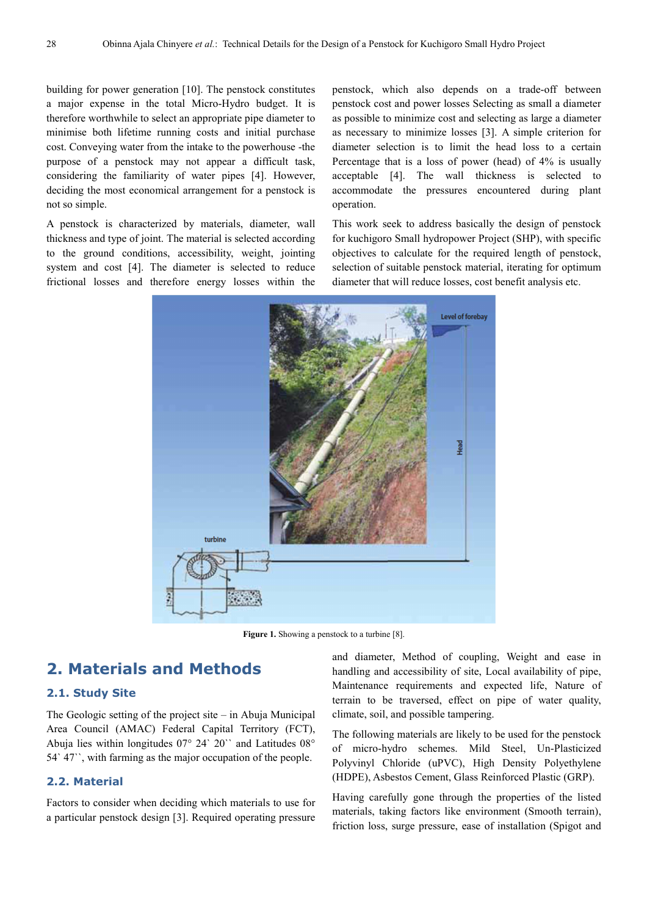building for power generation [10]. The penstock constitutes a major expense in the total Micro-Hydro budget. It is therefore worthwhile to select an appropriate pipe diameter to minimise both lifetime running costs and initial purchase cost. Conveying water from the intake to the powerhouse -the purpose of a penstock may not appear a difficult task, considering the familiarity of water pipes [4]. However, deciding the most economical arrangement for a penstock is not so simple.

A penstock is characterized by materials, diameter, wall thickness and type of joint. The material is selected according to the ground conditions, accessibility, weight, jointing system and cost [4]. The diameter is selected to reduce frictional losses and therefore energy losses within the penstock, which also depends on a trade-off between penstock cost and power losses Selecting as small a diameter as possible to minimize cost and selecting as large a diameter as necessary to minimize losses [3]. A simple criterion for diameter selection is to limit the head loss to a certain Percentage that is a loss of power (head) of 4% is usually acceptable [4]. The wall thickness is selected to accommodate the pressures encountered during plant operation.

This work seek to address basically the design of penstock for kuchigoro Small hydropower Project (SHP), with specific objectives to calculate for the required length of penstock, selection of suitable penstock material, iterating for optimum diameter that will reduce losses, cost benefit analysis etc.

**Figure 1.** Showing a penstock to a turbine [8].

## 2. Materials and Methods

### 2.1. Study Site

The Geologic setting of the project site – in Abuja Municipal Area Council (AMAC) Federal Capital Territory (FCT), Abuja lies within longitudes 07° 24` 20`` and Latitudes 08° 54` 47``, with farming as the major occupation of the people.

### 2.2. Material

Factors to consider when deciding which materials to use for a particular penstock design [3]. Required operating pressure and diameter, Method of coupling, Weight and ease in handling and accessibility of site, Local availability of pipe, Maintenance requirements and expected life, Nature of terrain to be traversed, effect on pipe of water quality, climate, soil, and possible tampering.

The following materials are likely to be used for the penstock of micro-hydro schemes. Mild Steel, Un-Plasticized Polyvinyl Chloride (uPVC), High Density Polyethylene (HDPE), Asbestos Cement, Glass Reinforced Plastic (GRP).

Having carefully gone through the properties of the listed materials, taking factors like environment (Smooth terrain), friction loss, surge pressure, ease of installation (Spigot and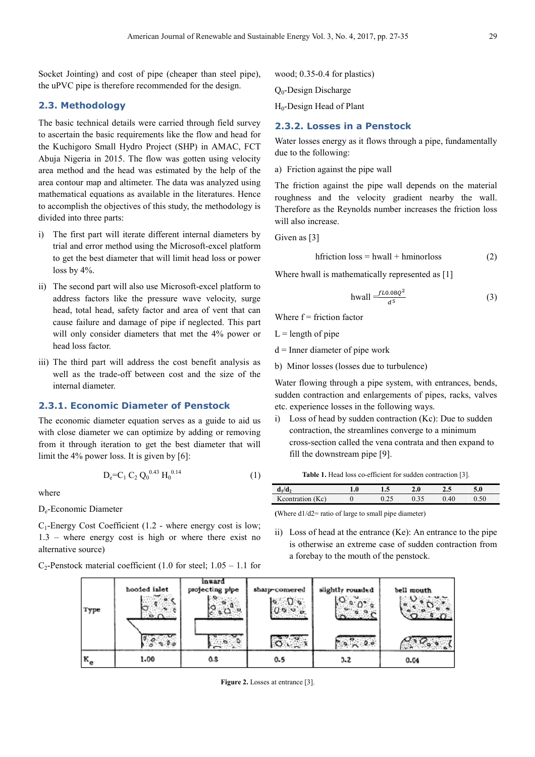Socket Jointing) and cost of pipe (cheaper than steel pipe), the uPVC pipe is therefore recommended for the design.

## 2.3. Methodology

The basic technical details were carried through field survey to ascertain the basic requirements like the flow and head for the Kuchigoro Small Hydro Project (SHP) in AMAC, FCT Abuja Nigeria in 2015. The flow was gotten using velocity area method and the head was estimated by the help of the area contour map and altimeter. The data was analyzed using mathematical equations as available in the literatures. Hence to accomplish the objectives of this study, the methodology is divided into three parts:

i) The first part will iterate different internal diameters by trial and error method using the Microsoft-excel platform to get the best diameter that will limit head loss or power loss by 4%.

ii) The second part will also use Microsoft-excel platform to address factors like the pressure wave velocity, surge head, total head, safety factor and area of vent that can cause failure and damage of pipe if neglected. This part will only consider diameters that met the 4% power or head loss factor.

iii) The third part will address the cost benefit analysis as well as the trade-off between cost and the size of the internal diameter.

### 2.3.1. Economic Diameter of Penstock

The economic diameter equation serves as a guide to aid us with close diameter we can optimize by adding or removing from it through iteration to get the best diameter that will limit the 4% power loss. It is given by [6]:

$$D_e = C_1 C_2 Q_0^{0.43} H_0^{0.14} \tag{1}$$

where

$D_e$-Economic Diameter

$C_1$-Energy Cost Coefficient (1.2 - where energy cost is low; 1.3 – where energy cost is high or where there exist no alternative source)

$C_2$-Penstock material coefficient (1.0 for steel; 1.05 – 1.1 for wood; 0.35-0.4 for plastics)

$Q_0$-Design Discharge

$H_0$-Design Head of Plant

### 2.3.2. Losses in a Penstock

Water losses energy as it flows through a pipe, fundamentally due to the following:

a) Friction against the pipe wall

The friction against the pipe wall depends on the material roughness and the velocity gradient nearby the wall. Therefore as the Reynolds number increases the friction loss will also increase.

Given as [3]

$$\text{hfriction loss} = \text{hwall} + \text{hminorloss} \tag{2}$$

Where hwall is mathematically represented as [1]

$$\text{hwall} = \frac{fL0.08Q^2}{d^5} \tag{3}$$

Where f = friction factor

L = length of pipe

d = Inner diameter of pipe work

b) Minor losses (losses due to turbulence)

Water flowing through a pipe system, with entrances, bends, sudden contraction and enlargements of pipes, racks, valves etc. experience losses in the following ways.

i) Loss of head by sudden contraction (Kc): Due to sudden contraction, the streamlines converge to a minimum cross-section called the vena contrata and then expand to fill the downstream pipe [9].

**Table 1.** Head loss co-efficient for sudden contraction [3].

| $d_1/d_2$ | 1.0 | 1.5 | 2.0 | 2.5 | 5.0 |
|---|---|---|---|---|---|
| Kcontration (Kc) | 0 | 0.25 | 0.35 | 0.40 | 0.50 |

(Where d1/d2= ratio of large to small pipe diameter)

ii) Loss of head at the entrance (Ke): An entrance to the pipe is otherwise an extreme case of sudden contraction from a forebay to the mouth of the penstock.

| Type | hooded inlet | inward projecting pipe | sharp-cornered | slightly rounded | bell mouth |
|---|---|---|---|---|---|
| $K_e$ | 1.00 | 0.8 | 0.5 | 0.2 | 0.04 |

**Figure 2.** Losses at entrance [3].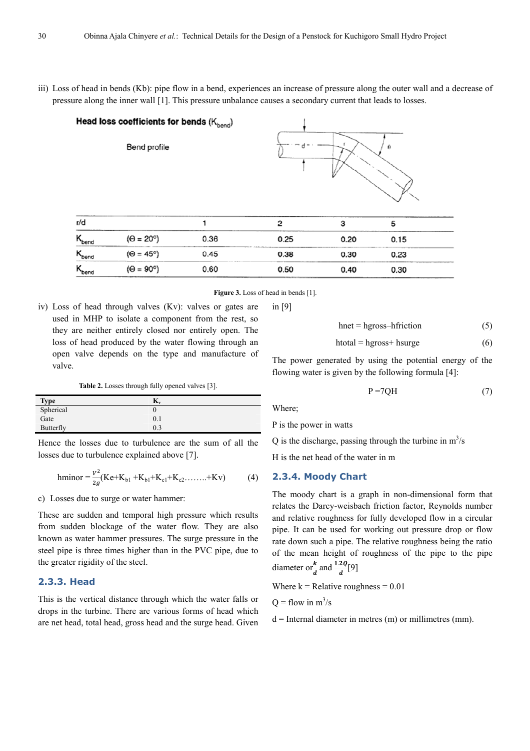iii) Loss of head in bends (Kb): pipe flow in a bend, experiences an increase of pressure along the outer wall and a decrease of pressure along the inner wall [1]. This pressure unbalance causes a secondary current that leads to losses.

**Head loss coefficients for bends ($K_{bend}$)**

Bend profile

| r/d | | 1 | 2 | 3 | 5 |
|---|---|---|---|---|---|
| $K_{bend}$ | ($\Theta$ = 20°) | 0.36 | 0.25 | 0.20 | 0.15 |
| $K_{bend}$ | ($\Theta$ = 45°) | 0.45 | 0.38 | 0.30 | 0.23 |
| $K_{bend}$ | ($\Theta$ = 90°) | 0.60 | 0.50 | 0.40 | 0.30 |

**Figure 3.** Loss of head in bends [1].

iv) Loss of head through valves (Kv): valves or gates are used in MHP to isolate a component from the rest, so they are neither entirely closed nor entirely open. The loss of head produced by the water flowing through an open valve depends on the type and manufacture of valve.

**Table 2.** Losses through fully opened valves [3].

| Type | $K_v$ |
|---|---|
| Spherical | 0 |
| Gate | 0.1 |
| Butterfly | 0.3 |

Hence the losses due to turbulence are the sum of all the losses due to turbulence explained above [7].

$$h_{minor} = \frac{V^2}{2g}(K_e + K_{b1} + K_{b1} + K_{c1} + K_{c2} \ldots\ldots + K_v) \quad (4)$$

c) Losses due to surge or water hammer:

These are sudden and temporal high pressure which results from sudden blockage of the water flow. They are also known as water hammer pressures. The surge pressure in the steel pipe is three times higher than in the PVC pipe, due to the greater rigidity of the steel.

### 2.3.3. Head

This is the vertical distance through which the water falls or drops in the turbine. There are various forms of head which are net head, total head, gross head and the surge head. Given in [9]

$$h_{net} = h_{gross} - h_{friction} \quad (5)$$

$$h_{total} = h_{gross} + h_{surge} \quad (6)$$

The power generated by using the potential energy of the flowing water is given by the following formula [4]:

$$P = 7QH \quad (7)$$

Where;

P is the power in watts

Q is the discharge, passing through the turbine in $m^3/s$

H is the net head of the water in m

### 2.3.4. Moody Chart

The moody chart is a graph in non-dimensional form that relates the Darcy-weisbach friction factor, Reynolds number and relative roughness for fully developed flow in a circular pipe. It can be used for working out pressure drop or flow rate down such a pipe. The relative roughness being the ratio of the mean height of roughness of the pipe to the pipe diameter or $\frac{k}{d}$ and $\frac{1.2Q}{d}$[9]

Where k = Relative roughness = 0.01

Q = flow in $m^3/s$

d = Internal diameter in metres (m) or millimetres (mm).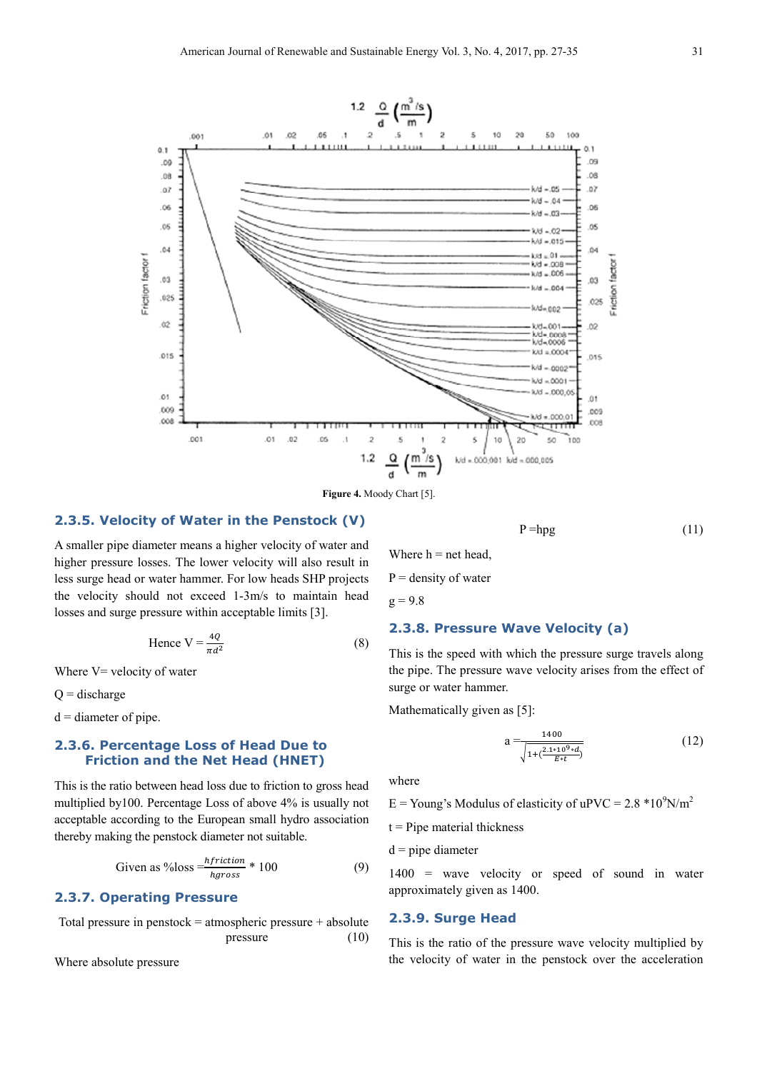Figure 4. Moody Chart [5].

### 2.3.5. Velocity of Water in the Penstock (V)

A smaller pipe diameter means a higher velocity of water and higher pressure losses. The lower velocity will also result in less surge head or water hammer. For low heads SHP projects the velocity should not exceed 1-3m/s to maintain head losses and surge pressure within acceptable limits [3].

$$\text{Hence } V = \frac{4Q}{\pi d^2} \tag{8}$$

Where V= velocity of water

Q = discharge

d = diameter of pipe.

### 2.3.6. Percentage Loss of Head Due to Friction and the Net Head (HNET)

This is the ratio between head loss due to friction to gross head multiplied by100. Percentage Loss of above 4% is usually not acceptable according to the European small hydro association thereby making the penstock diameter not suitable.

$$\text{Given as \%loss} = \frac{hfriction}{hgross} * 100 \tag{9}$$

### 2.3.7. Operating Pressure

Total pressure in penstock = atmospheric pressure + absolute pressure (10)

Where absolute pressure

$$P = h\rho g \tag{11}$$

Where h = net head,

P = density of water

g = 9.8

### 2.3.8. Pressure Wave Velocity (a)

This is the speed with which the pressure surge travels along the pipe. The pressure wave velocity arises from the effect of surge or water hammer.

Mathematically given as [5]:

$$a = \frac{1400}{\sqrt{1+\left(\frac{2.1*10^9*d}{E*t}\right)}} \tag{12}$$

where

E = Young's Modulus of elasticity of uPVC = 2.8 $*10^9 N/m^2$

t = Pipe material thickness

d = pipe diameter

1400 = wave velocity or speed of sound in water approximately given as 1400.

### 2.3.9. Surge Head

This is the ratio of the pressure wave velocity multiplied by the velocity of water in the penstock over the acceleration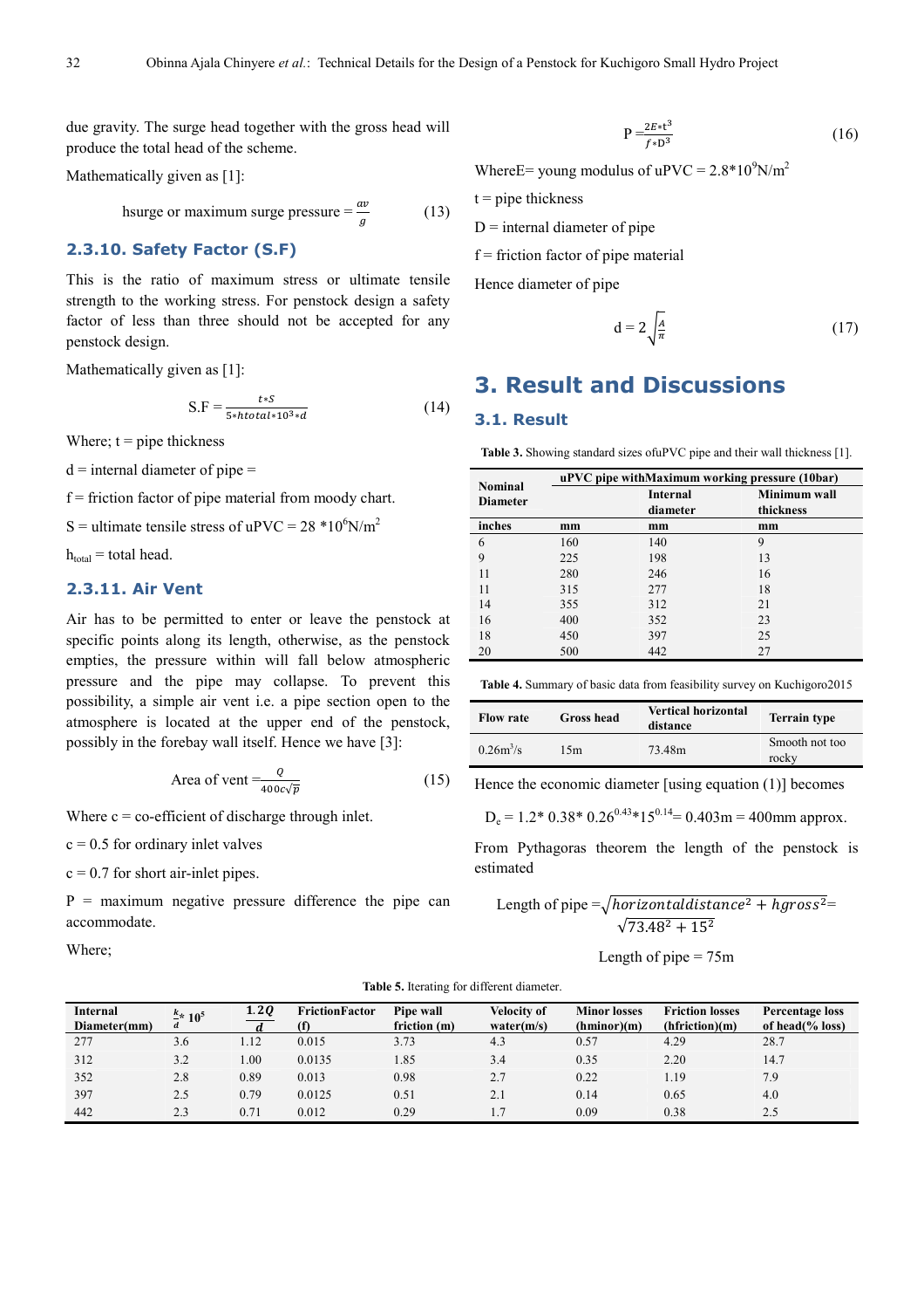due gravity. The surge head together with the gross head will produce the total head of the scheme.

Mathematically given as [1]:

$$\text{hsurge or maximum surge pressure} = \frac{av}{g} \tag{13}$$

### 2.3.10. Safety Factor (S.F)

This is the ratio of maximum stress or ultimate tensile strength to the working stress. For penstock design a safety factor of less than three should not be accepted for any penstock design.

Mathematically given as [1]:

$$\text{S.F} = \frac{t*S}{5*htotal*10^3*d} \tag{14}$$

Where; t = pipe thickness

d = internal diameter of pipe =

f = friction factor of pipe material from moody chart.

S = ultimate tensile stress of uPVC = 28 $*10^6$N/m$^2$

$h_{total}$ = total head.

### 2.3.11. Air Vent

Air has to be permitted to enter or leave the penstock at specific points along its length, otherwise, as the penstock empties, the pressure within will fall below atmospheric pressure and the pipe may collapse. To prevent this possibility, a simple air vent i.e. a pipe section open to the atmosphere is located at the upper end of the penstock, possibly in the forebay wall itself. Hence we have [3]:

$$\text{Area of vent} = \frac{Q}{400c\sqrt{p}} \tag{15}$$

Where c = co-efficient of discharge through inlet.

c = 0.5 for ordinary inlet valves

c = 0.7 for short air-inlet pipes.

P = maximum negative pressure difference the pipe can accommodate.

Where;

$$\text{P} = \frac{2E*t^3}{f*D^3} \tag{16}$$

WhereE= young modulus of uPVC = 2.8*10$^9$N/m$^2$

t = pipe thickness

D = internal diameter of pipe

f = friction factor of pipe material

Hence diameter of pipe

$$\text{d} = 2\sqrt{\frac{A}{\pi}} \tag{17}$$

## 3. Result and Discussions

### 3.1. Result

**Table 3.** Showing standard sizes ofuPVC pipe and their wall thickness [1].

| Nominal Diameter | | uPVC pipe withMaximum working pressure (10bar) | |
|---|---|---|---|
| | | Internal diameter | Minimum wall thickness |
| inches | mm | mm | mm |
| 6 | 160 | 140 | 9 |
| 9 | 225 | 198 | 13 |
| 11 | 280 | 246 | 16 |
| 11 | 315 | 277 | 18 |
| 14 | 355 | 312 | 21 |
| 16 | 400 | 352 | 23 |
| 18 | 450 | 397 | 25 |
| 20 | 500 | 442 | 27 |

**Table 4.** Summary of basic data from feasibility survey on Kuchigoro2015

| Flow rate | Gross head | Vertical horizontal distance | Terrain type |
|---|---|---|---|
| 0.26m$^3$/s | 15m | 73.48m | Smooth not too rocky |

Hence the economic diameter [using equation (1)] becomes

$D_e$ = 1.2* 0.38* 0.26$^{0.43}$*15$^{0.14}$= 0.403m = 400mm approx.

From Pythagoras theorem the length of the penstock is estimated

$$\text{Length of pipe} = \sqrt{horizontaldistance^2 + hgross^2} = \sqrt{73.48^2 + 15^2}$$

Length of pipe = 75m

**Table 5.** Iterating for different diameter.

| Internal Diameter(mm) | $\frac{k}{d}*10^5$ | $\frac{1.2Q}{d}$ | FrictionFactor (f) | Pipe wall friction (m) | Velocity of water(m/s) | Minor losses (hminor)(m) | Friction losses (hfriction)(m) | Percentage loss of head(% loss) |
|---|---|---|---|---|---|---|---|---|
| 277 | 3.6 | 1.12 | 0.015 | 3.73 | 4.3 | 0.57 | 4.29 | 28.7 |
| 312 | 3.2 | 1.00 | 0.0135 | 1.85 | 3.4 | 0.35 | 2.20 | 14.7 |
| 352 | 2.8 | 0.89 | 0.013 | 0.98 | 2.7 | 0.22 | 1.19 | 7.9 |
| 397 | 2.5 | 0.79 | 0.0125 | 0.51 | 2.1 | 0.14 | 0.65 | 4.0 |
| 442 | 2.3 | 0.71 | 0.012 | 0.29 | 1.7 | 0.09 | 0.38 | 2.5 |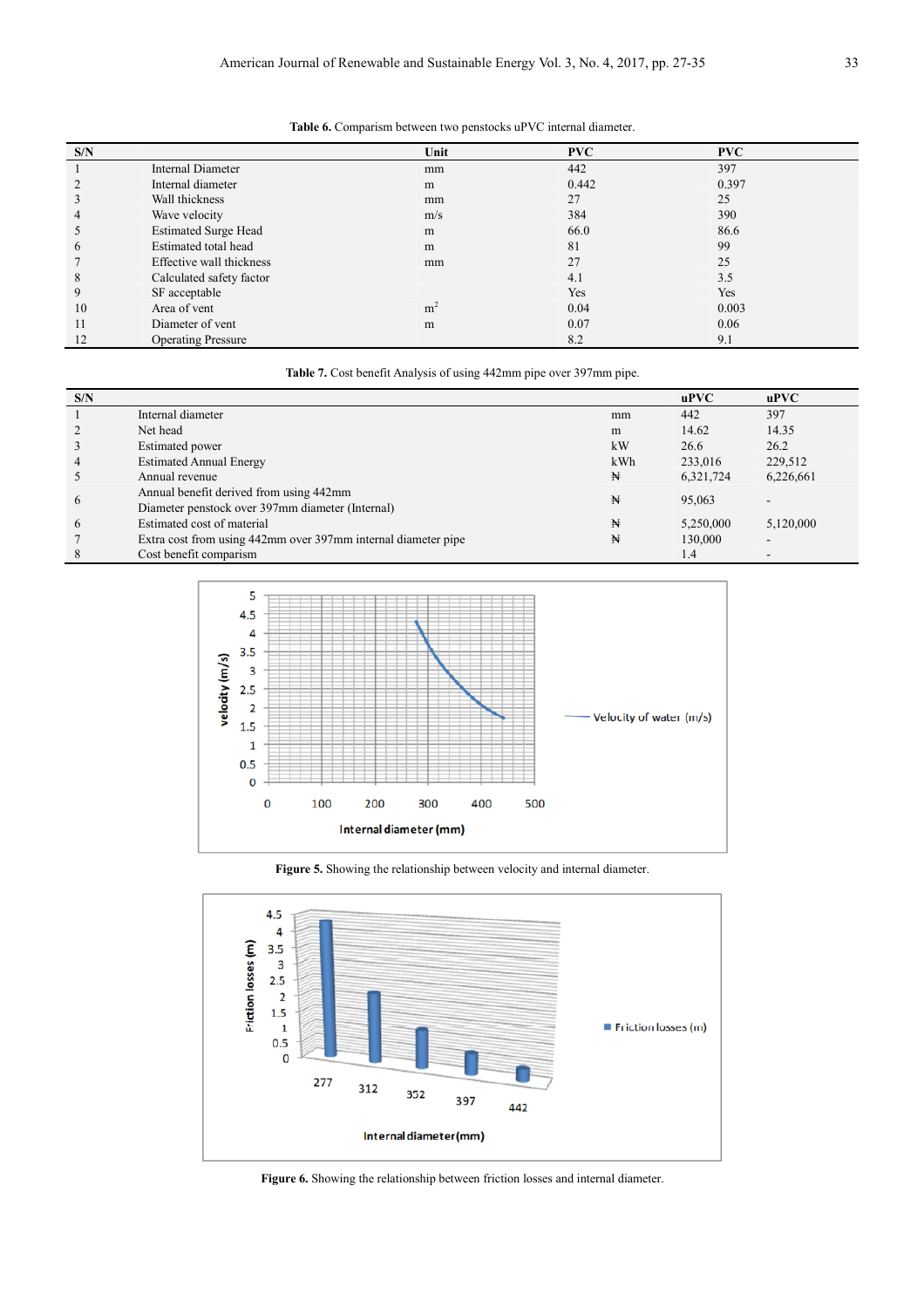**Table 6.** Comparism between two penstocks uPVC internal diameter.

| S/N | | Unit | PVC | PVC |
|---|---|---|---|---|
| 1 | Internal Diameter | mm | 442 | 397 |
| 2 | Internal diameter | m | 0.442 | 0.397 |
| 3 | Wall thickness | mm | 27 | 25 |
| 4 | Wave velocity | m/s | 384 | 390 |
| 5 | Estimated Surge Head | m | 66.0 | 86.6 |
| 6 | Estimated total head | m | 81 | 99 |
| 7 | Effective wall thickness | mm | 27 | 25 |
| 8 | Calculated safety factor | | 4.1 | 3.5 |
| 9 | SF acceptable | | Yes | Yes |
| 10 | Area of vent | $m^2$ | 0.04 | 0.003 |
| 11 | Diameter of vent | m | 0.07 | 0.06 |
| 12 | Operating Pressure | | 8.2 | 9.1 |

**Table 7.** Cost benefit Analysis of using 442mm pipe over 397mm pipe.

| S/N | | | uPVC | uPVC |
|---|---|---|---|---|
| 1 | Internal diameter | mm | 442 | 397 |
| 2 | Net head | m | 14.62 | 14.35 |
| 3 | Estimated power | kW | 26.6 | 26.2 |
| 4 | Estimated Annual Energy | kWh | 233,016 | 229,512 |
| 5 | Annual revenue | ₦ | 6,321,724 | 6,226,661 |
| 6 | Annual benefit derived from using 442mm Diameter penstock over 397mm diameter (Internal) | ₦ | 95,063 | - |
| 6 | Estimated cost of material | ₦ | 5,250,000 | 5,120,000 |
| 7 | Extra cost from using 442mm over 397mm internal diameter pipe | ₦ | 130,000 | - |
| 8 | Cost benefit comparism | | 1.4 | - |

**Figure 5.** Showing the relationship between velocity and internal diameter.

**Figure 6.** Showing the relationship between friction losses and internal diameter.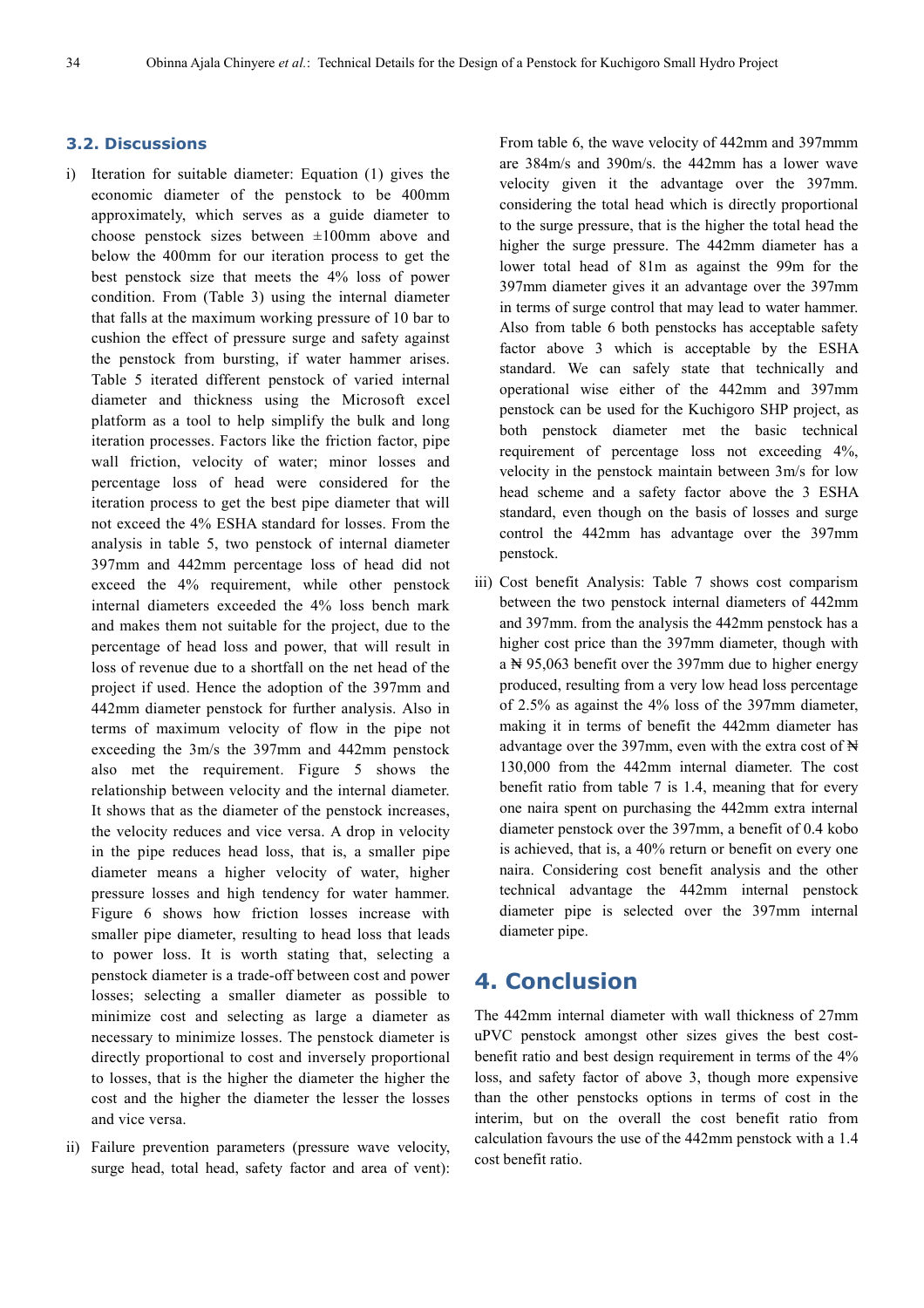### 3.2. Discussions

i) Iteration for suitable diameter: Equation (1) gives the economic diameter of the penstock to be 400mm approximately, which serves as a guide diameter to choose penstock sizes between ±100mm above and below the 400mm for our iteration process to get the best penstock size that meets the 4% loss of power condition. From (Table 3) using the internal diameter that falls at the maximum working pressure of 10 bar to cushion the effect of pressure surge and safety against the penstock from bursting, if water hammer arises. Table 5 iterated different penstock of varied internal diameter and thickness using the Microsoft excel platform as a tool to help simplify the bulk and long iteration processes. Factors like the friction factor, pipe wall friction, velocity of water; minor losses and percentage loss of head were considered for the iteration process to get the best pipe diameter that will not exceed the 4% ESHA standard for losses. From the analysis in table 5, two penstock of internal diameter 397mm and 442mm percentage loss of head did not exceed the 4% requirement, while other penstock internal diameters exceeded the 4% loss bench mark and makes them not suitable for the project, due to the percentage of head loss and power, that will result in loss of revenue due to a shortfall on the net head of the project if used. Hence the adoption of the 397mm and 442mm diameter penstock for further analysis. Also in terms of maximum velocity of flow in the pipe not exceeding the 3m/s the 397mm and 442mm penstock also met the requirement. Figure 5 shows the relationship between velocity and the internal diameter. It shows that as the diameter of the penstock increases, the velocity reduces and vice versa. A drop in velocity in the pipe reduces head loss, that is, a smaller pipe diameter means a higher velocity of water, higher pressure losses and high tendency for water hammer. Figure 6 shows how friction losses increase with smaller pipe diameter, resulting to head loss that leads to power loss. It is worth stating that, selecting a penstock diameter is a trade-off between cost and power losses; selecting a smaller diameter as possible to minimize cost and selecting as large a diameter as necessary to minimize losses. The penstock diameter is directly proportional to cost and inversely proportional to losses, that is the higher the diameter the higher the cost and the higher the diameter the lesser the losses and vice versa.

ii) Failure prevention parameters (pressure wave velocity, surge head, total head, safety factor and area of vent): From table 6, the wave velocity of 442mm and 397mmm are 384m/s and 390m/s. the 442mm has a lower wave velocity given it the advantage over the 397mm. considering the total head which is directly proportional to the surge pressure, that is the higher the total head the higher the surge pressure. The 442mm diameter has a lower total head of 81m as against the 99m for the 397mm diameter gives it an advantage over the 397mm in terms of surge control that may lead to water hammer. Also from table 6 both penstocks has acceptable safety factor above 3 which is acceptable by the ESHA standard. We can safely state that technically and operational wise either of the 442mm and 397mm penstock can be used for the Kuchigoro SHP project, as both penstock diameter met the basic technical requirement of percentage loss not exceeding 4%, velocity in the penstock maintain between 3m/s for low head scheme and a safety factor above the 3 ESHA standard, even though on the basis of losses and surge control the 442mm has advantage over the 397mm penstock.

iii) Cost benefit Analysis: Table 7 shows cost comparism between the two penstock internal diameters of 442mm and 397mm. from the analysis the 442mm penstock has a higher cost price than the 397mm diameter, though with a ₦ 95,063 benefit over the 397mm due to higher energy produced, resulting from a very low head loss percentage of 2.5% as against the 4% loss of the 397mm diameter, making it in terms of benefit the 442mm diameter has advantage over the 397mm, even with the extra cost of ₦ 130,000 from the 442mm internal diameter. The cost benefit ratio from table 7 is 1.4, meaning that for every one naira spent on purchasing the 442mm extra internal diameter penstock over the 397mm, a benefit of 0.4 kobo is achieved, that is, a 40% return or benefit on every one naira. Considering cost benefit analysis and the other technical advantage the 442mm internal penstock diameter pipe is selected over the 397mm internal diameter pipe.

# 4. Conclusion

The 442mm internal diameter with wall thickness of 27mm uPVC penstock amongst other sizes gives the best cost-benefit ratio and best design requirement in terms of the 4% loss, and safety factor of above 3, though more expensive than the other penstocks options in terms of cost in the interim, but on the overall the cost benefit ratio from calculation favours the use of the 442mm penstock with a 1.4 cost benefit ratio.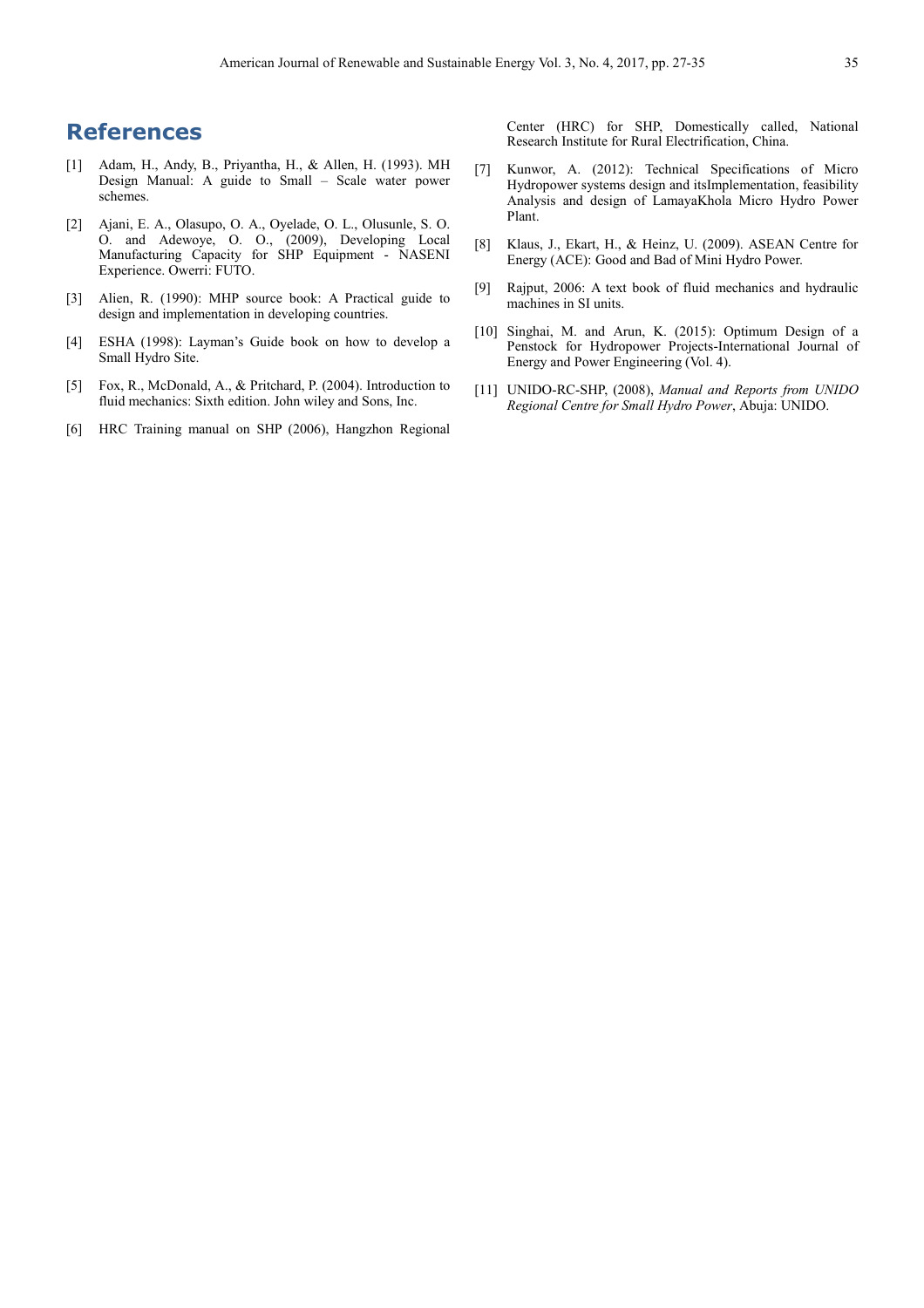## References

[1] Adam, H., Andy, B., Priyantha, H., & Allen, H. (1993). MH Design Manual: A guide to Small – Scale water power schemes.

[2] Ajani, E. A., Olasupo, O. A., Oyelade, O. L., Olusunle, S. O. O. and Adewoye, O. O., (2009), Developing Local Manufacturing Capacity for SHP Equipment - NASENI Experience. Owerri: FUTO.

[3] Alien, R. (1990): MHP source book: A Practical guide to design and implementation in developing countries.

[4] ESHA (1998): Layman's Guide book on how to develop a Small Hydro Site.

[5] Fox, R., McDonald, A., & Pritchard, P. (2004). Introduction to fluid mechanics: Sixth edition. John wiley and Sons, Inc.

[6] HRC Training manual on SHP (2006), Hangzhon Regional Center (HRC) for SHP, Domestically called, National Research Institute for Rural Electrification, China.

[7] Kunwor, A. (2012): Technical Specifications of Micro Hydropower systems design and itsImplementation, feasibility Analysis and design of LamayaKhola Micro Hydro Power Plant.

[8] Klaus, J., Ekart, H., & Heinz, U. (2009). ASEAN Centre for Energy (ACE): Good and Bad of Mini Hydro Power.

[9] Rajput, 2006: A text book of fluid mechanics and hydraulic machines in SI units.

[10] Singhai, M. and Arun, K. (2015): Optimum Design of a Penstock for Hydropower Projects-International Journal of Energy and Power Engineering (Vol. 4).

[11] UNIDO-RC-SHP, (2008), *Manual and Reports from UNIDO Regional Centre for Small Hydro Power*, Abuja: UNIDO.